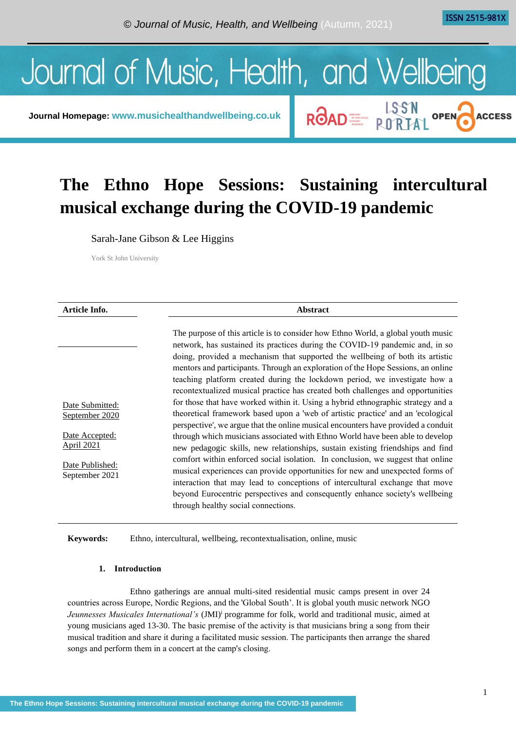# The Ethno Hope Sessions: Sustaining intercultural musical exchange during the COVID-19 pandemic

Sarah-Jane Gibson & Lee Higgins

York St John University

| Article Info. | Abstract |
|---|---|
| Date Submitted: September 2020<br><br>Date Accepted: April 2021<br><br>Date Published: September 2021 | The purpose of this article is to consider how Ethno World, a global youth music network, has sustained its practices during the COVID-19 pandemic and, in so doing, provided a mechanism that supported the wellbeing of both its artistic mentors and participants. Through an exploration of the Hope Sessions, an online teaching platform created during the lockdown period, we investigate how a recontextualized musical practice has created both challenges and opportunities for those that have worked within it. Using a hybrid ethnographic strategy and a theoretical framework based upon a 'web of artistic practice' and an 'ecological perspective', we argue that the online musical encounters have provided a conduit through which musicians associated with Ethno World have been able to develop new pedagogic skills, new relationships, sustain existing friendships and find comfort within enforced social isolation. In conclusion, we suggest that online musical experiences can provide opportunities for new and unexpected forms of interaction that may lead to conceptions of intercultural exchange that move beyond Eurocentric perspectives and consequently enhance society's wellbeing through healthy social connections. |

**Keywords:** Ethno, intercultural, wellbeing, recontextualisation, online, music

## 1. Introduction

Ethno gatherings are annual multi-sited residential music camps present in over 24 countries across Europe, Nordic Regions, and the 'Global South'. It is global youth music network NGO *Jeunnesses Musicales International's* (JMI)[i] programme for folk, world and traditional music, aimed at young musicians aged 13-30. The basic premise of the activity is that musicians bring a song from their musical tradition and share it during a facilitated music session. The participants then arrange the shared songs and perform them in a concert at the camp's closing.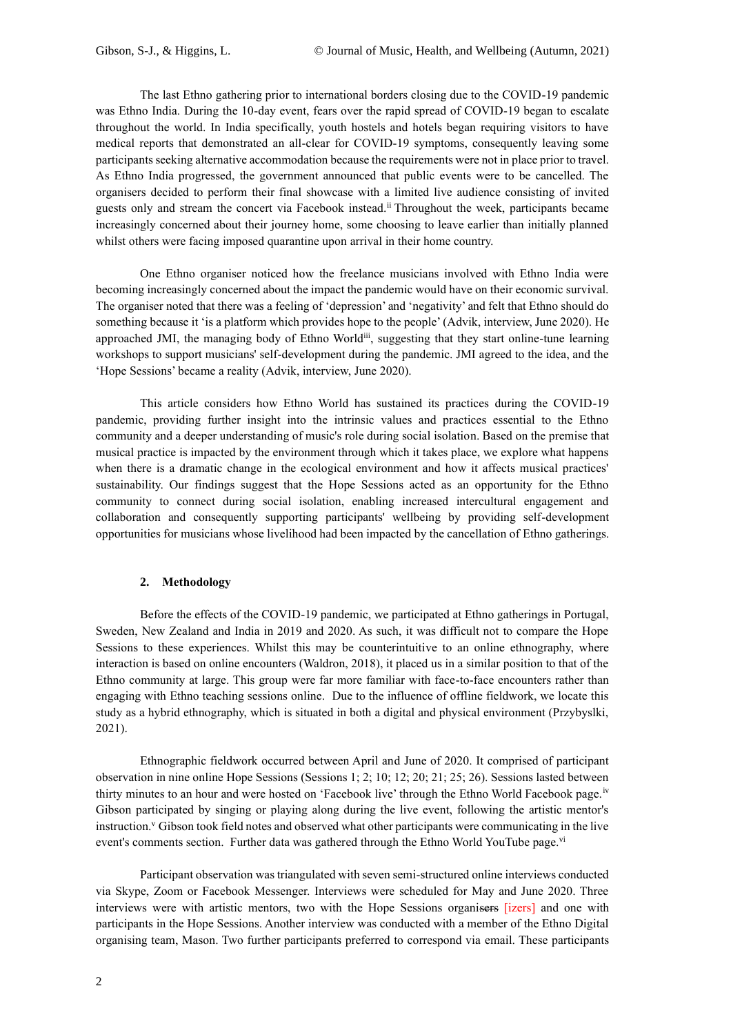The last Ethno gathering prior to international borders closing due to the COVID-19 pandemic was Ethno India. During the 10-day event, fears over the rapid spread of COVID-19 began to escalate throughout the world. In India specifically, youth hostels and hotels began requiring visitors to have medical reports that demonstrated an all-clear for COVID-19 symptoms, consequently leaving some participants seeking alternative accommodation because the requirements were not in place prior to travel. As Ethno India progressed, the government announced that public events were to be cancelled. The organisers decided to perform their final showcase with a limited live audience consisting of invited guests only and stream the concert via Facebook instead.[ii] Throughout the week, participants became increasingly concerned about their journey home, some choosing to leave earlier than initially planned whilst others were facing imposed quarantine upon arrival in their home country.

One Ethno organiser noticed how the freelance musicians involved with Ethno India were becoming increasingly concerned about the impact the pandemic would have on their economic survival. The organiser noted that there was a feeling of 'depression' and 'negativity' and felt that Ethno should do something because it 'is a platform which provides hope to the people' (Advik, interview, June 2020). He approached JMI, the managing body of Ethno World[iii], suggesting that they start online-tune learning workshops to support musicians' self-development during the pandemic. JMI agreed to the idea, and the 'Hope Sessions' became a reality (Advik, interview, June 2020).

This article considers how Ethno World has sustained its practices during the COVID-19 pandemic, providing further insight into the intrinsic values and practices essential to the Ethno community and a deeper understanding of music's role during social isolation. Based on the premise that musical practice is impacted by the environment through which it takes place, we explore what happens when there is a dramatic change in the ecological environment and how it affects musical practices' sustainability. Our findings suggest that the Hope Sessions acted as an opportunity for the Ethno community to connect during social isolation, enabling increased intercultural engagement and collaboration and consequently supporting participants' wellbeing by providing self-development opportunities for musicians whose livelihood had been impacted by the cancellation of Ethno gatherings.

## 2. Methodology

Before the effects of the COVID-19 pandemic, we participated at Ethno gatherings in Portugal, Sweden, New Zealand and India in 2019 and 2020. As such, it was difficult not to compare the Hope Sessions to these experiences. Whilst this may be counterintuitive to an online ethnography, where interaction is based on online encounters (Waldron, 2018), it placed us in a similar position to that of the Ethno community at large. This group were far more familiar with face-to-face encounters rather than engaging with Ethno teaching sessions online. Due to the influence of offline fieldwork, we locate this study as a hybrid ethnography, which is situated in both a digital and physical environment (Przybyslki, 2021).

Ethnographic fieldwork occurred between April and June of 2020. It comprised of participant observation in nine online Hope Sessions (Sessions 1; 2; 10; 12; 20; 21; 25; 26). Sessions lasted between thirty minutes to an hour and were hosted on 'Facebook live' through the Ethno World Facebook page.[iv] Gibson participated by singing or playing along during the live event, following the artistic mentor's instruction.[v] Gibson took field notes and observed what other participants were communicating in the live event's comments section. Further data was gathered through the Ethno World YouTube page.[vi]

Participant observation was triangulated with seven semi-structured online interviews conducted via Skype, Zoom or Facebook Messenger. Interviews were scheduled for May and June 2020. Three interviews were with artistic mentors, two with the Hope Sessions organi~~sers~~ [izers] and one with participants in the Hope Sessions. Another interview was conducted with a member of the Ethno Digital organising team, Mason. Two further participants preferred to correspond via email. These participants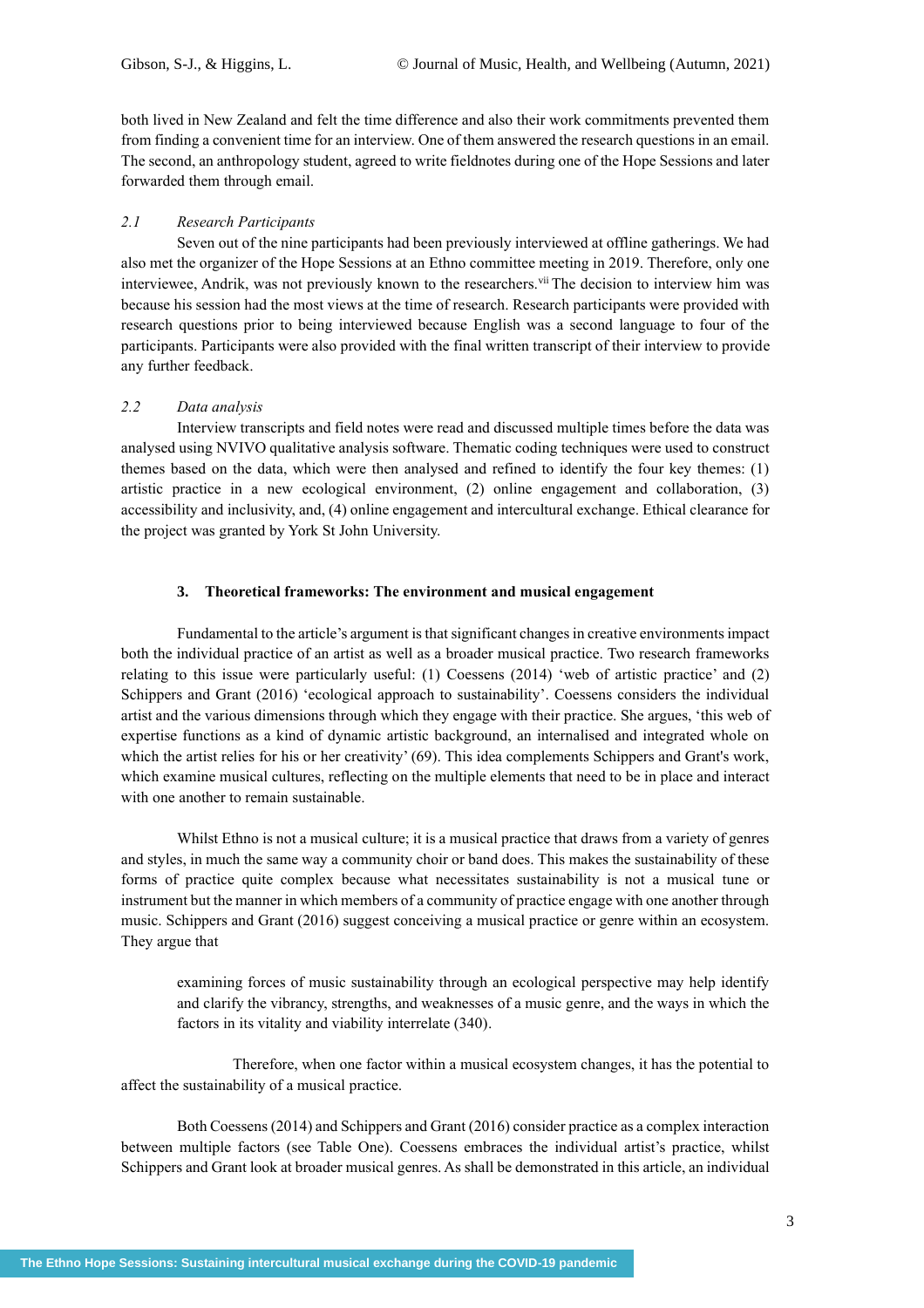both lived in New Zealand and felt the time difference and also their work commitments prevented them from finding a convenient time for an interview. One of them answered the research questions in an email. The second, an anthropology student, agreed to write fieldnotes during one of the Hope Sessions and later forwarded them through email.

### *2.1 Research Participants*

Seven out of the nine participants had been previously interviewed at offline gatherings. We had also met the organizer of the Hope Sessions at an Ethno committee meeting in 2019. Therefore, only one interviewee, Andrik, was not previously known to the researchers.[vii] The decision to interview him was because his session had the most views at the time of research. Research participants were provided with research questions prior to being interviewed because English was a second language to four of the participants. Participants were also provided with the final written transcript of their interview to provide any further feedback.

### *2.2 Data analysis*

Interview transcripts and field notes were read and discussed multiple times before the data was analysed using NVIVO qualitative analysis software. Thematic coding techniques were used to construct themes based on the data, which were then analysed and refined to identify the four key themes: (1) artistic practice in a new ecological environment, (2) online engagement and collaboration, (3) accessibility and inclusivity, and, (4) online engagement and intercultural exchange. Ethical clearance for the project was granted by York St John University.

## 3. Theoretical frameworks: The environment and musical engagement

Fundamental to the article's argument is that significant changes in creative environments impact both the individual practice of an artist as well as a broader musical practice. Two research frameworks relating to this issue were particularly useful: (1) Coessens (2014) 'web of artistic practice' and (2) Schippers and Grant (2016) 'ecological approach to sustainability'. Coessens considers the individual artist and the various dimensions through which they engage with their practice. She argues, 'this web of expertise functions as a kind of dynamic artistic background, an internalised and integrated whole on which the artist relies for his or her creativity' (69). This idea complements Schippers and Grant's work, which examine musical cultures, reflecting on the multiple elements that need to be in place and interact with one another to remain sustainable.

Whilst Ethno is not a musical culture; it is a musical practice that draws from a variety of genres and styles, in much the same way a community choir or band does. This makes the sustainability of these forms of practice quite complex because what necessitates sustainability is not a musical tune or instrument but the manner in which members of a community of practice engage with one another through music. Schippers and Grant (2016) suggest conceiving a musical practice or genre within an ecosystem. They argue that

> examining forces of music sustainability through an ecological perspective may help identify and clarify the vibrancy, strengths, and weaknesses of a music genre, and the ways in which the factors in its vitality and viability interrelate (340).

Therefore, when one factor within a musical ecosystem changes, it has the potential to affect the sustainability of a musical practice.

Both Coessens (2014) and Schippers and Grant (2016) consider practice as a complex interaction between multiple factors (see Table One). Coessens embraces the individual artist's practice, whilst Schippers and Grant look at broader musical genres. As shall be demonstrated in this article, an individual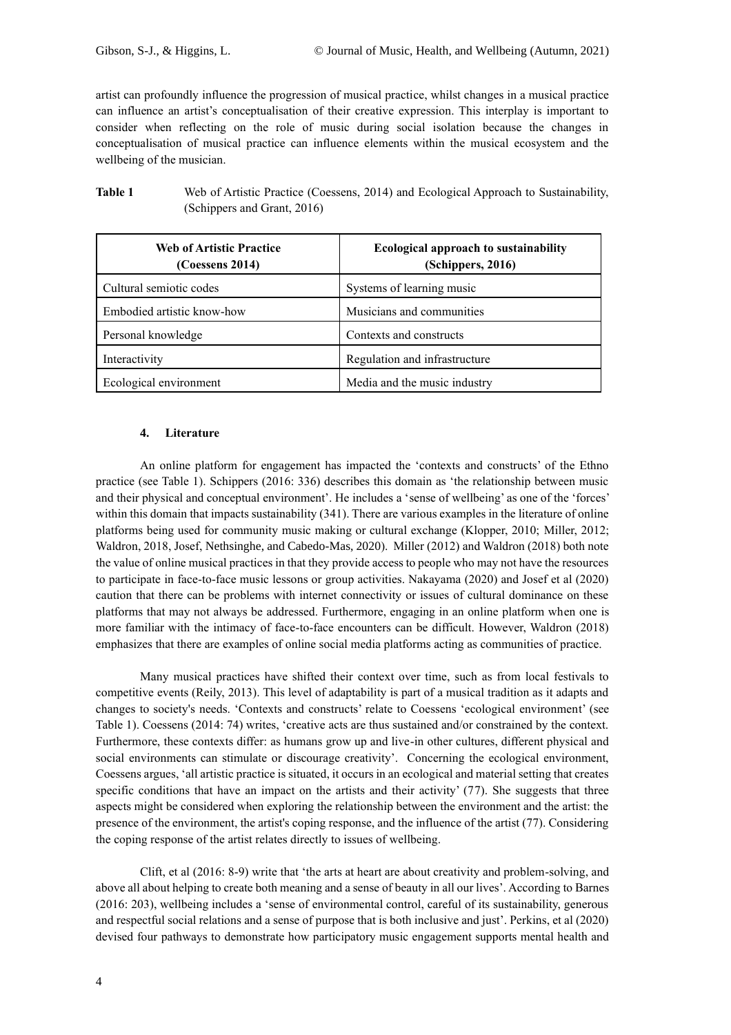artist can profoundly influence the progression of musical practice, whilst changes in a musical practice can influence an artist's conceptualisation of their creative expression. This interplay is important to consider when reflecting on the role of music during social isolation because the changes in conceptualisation of musical practice can influence elements within the musical ecosystem and the wellbeing of the musician.

**Table 1** Web of Artistic Practice (Coessens, 2014) and Ecological Approach to Sustainability, (Schippers and Grant, 2016)

| Web of Artistic Practice (Coessens 2014) | Ecological approach to sustainability (Schippers, 2016) |
|---|---|
| Cultural semiotic codes | Systems of learning music |
| Embodied artistic know-how | Musicians and communities |
| Personal knowledge | Contexts and constructs |
| Interactivity | Regulation and infrastructure |
| Ecological environment | Media and the music industry |

## 4. Literature

An online platform for engagement has impacted the 'contexts and constructs' of the Ethno practice (see Table 1). Schippers (2016: 336) describes this domain as 'the relationship between music and their physical and conceptual environment'. He includes a 'sense of wellbeing' as one of the 'forces' within this domain that impacts sustainability (341). There are various examples in the literature of online platforms being used for community music making or cultural exchange (Klopper, 2010; Miller, 2012; Waldron, 2018, Josef, Nethsinghe, and Cabedo-Mas, 2020). Miller (2012) and Waldron (2018) both note the value of online musical practices in that they provide access to people who may not have the resources to participate in face-to-face music lessons or group activities. Nakayama (2020) and Josef et al (2020) caution that there can be problems with internet connectivity or issues of cultural dominance on these platforms that may not always be addressed. Furthermore, engaging in an online platform when one is more familiar with the intimacy of face-to-face encounters can be difficult. However, Waldron (2018) emphasizes that there are examples of online social media platforms acting as communities of practice.

Many musical practices have shifted their context over time, such as from local festivals to competitive events (Reily, 2013). This level of adaptability is part of a musical tradition as it adapts and changes to society's needs. 'Contexts and constructs' relate to Coessens 'ecological environment' (see Table 1). Coessens (2014: 74) writes, 'creative acts are thus sustained and/or constrained by the context. Furthermore, these contexts differ: as humans grow up and live-in other cultures, different physical and social environments can stimulate or discourage creativity'. Concerning the ecological environment, Coessens argues, 'all artistic practice is situated, it occurs in an ecological and material setting that creates specific conditions that have an impact on the artists and their activity' (77). She suggests that three aspects might be considered when exploring the relationship between the environment and the artist: the presence of the environment, the artist's coping response, and the influence of the artist (77). Considering the coping response of the artist relates directly to issues of wellbeing.

Clift, et al (2016: 8-9) write that 'the arts at heart are about creativity and problem-solving, and above all about helping to create both meaning and a sense of beauty in all our lives'. According to Barnes (2016: 203), wellbeing includes a 'sense of environmental control, careful of its sustainability, generous and respectful social relations and a sense of purpose that is both inclusive and just'. Perkins, et al (2020) devised four pathways to demonstrate how participatory music engagement supports mental health and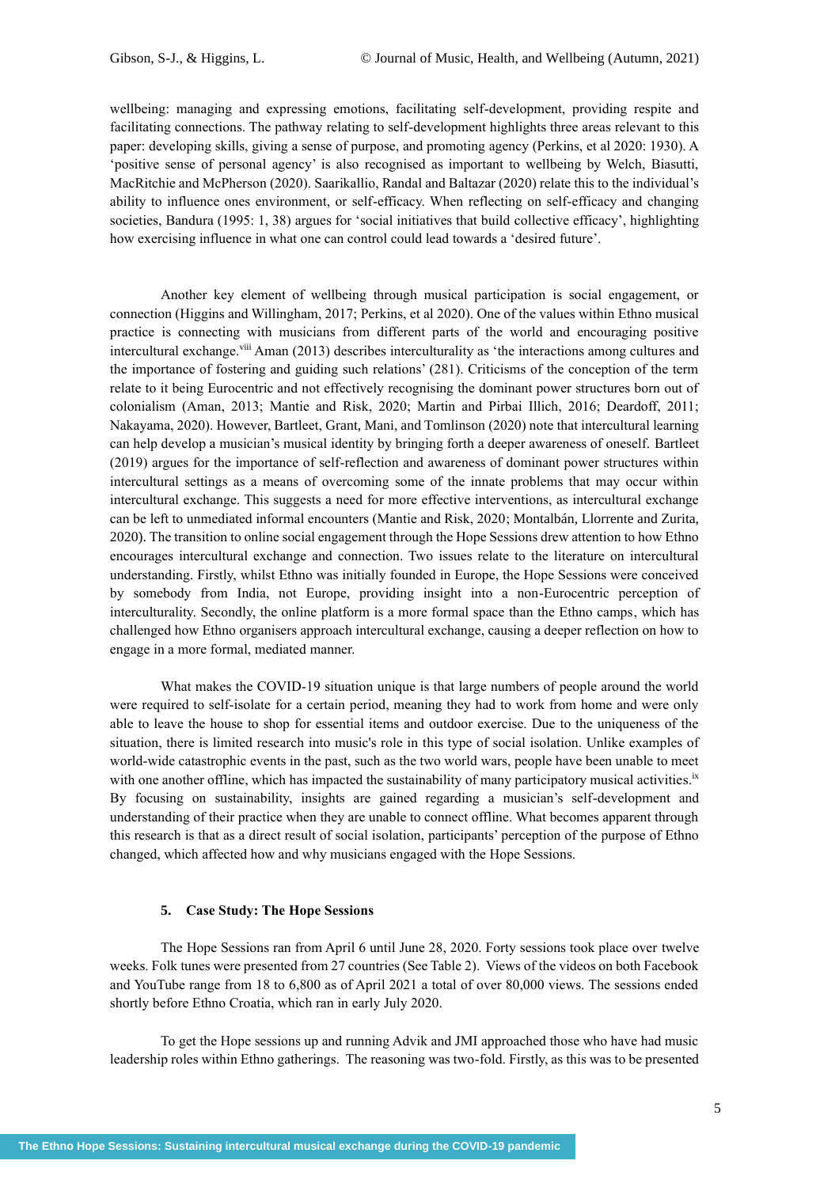wellbeing: managing and expressing emotions, facilitating self-development, providing respite and facilitating connections. The pathway relating to self-development highlights three areas relevant to this paper: developing skills, giving a sense of purpose, and promoting agency (Perkins, et al 2020: 1930). A 'positive sense of personal agency' is also recognised as important to wellbeing by Welch, Biasutti, MacRitchie and McPherson (2020). Saarikallio, Randal and Baltazar (2020) relate this to the individual's ability to influence ones environment, or self-efficacy. When reflecting on self-efficacy and changing societies, Bandura (1995: 1, 38) argues for 'social initiatives that build collective efficacy', highlighting how exercising influence in what one can control could lead towards a 'desired future'.

Another key element of wellbeing through musical participation is social engagement, or connection (Higgins and Willingham, 2017; Perkins, et al 2020). One of the values within Ethno musical practice is connecting with musicians from different parts of the world and encouraging positive intercultural exchange.[viii] Aman (2013) describes interculturality as 'the interactions among cultures and the importance of fostering and guiding such relations' (281). Criticisms of the conception of the term relate to it being Eurocentric and not effectively recognising the dominant power structures born out of colonialism (Aman, 2013; Mantie and Risk, 2020; Martin and Pirbai Illich, 2016; Deardoff, 2011; Nakayama, 2020). However, Bartleet, Grant, Mani, and Tomlinson (2020) note that intercultural learning can help develop a musician's musical identity by bringing forth a deeper awareness of oneself. Bartleet (2019) argues for the importance of self-reflection and awareness of dominant power structures within intercultural settings as a means of overcoming some of the innate problems that may occur within intercultural exchange. This suggests a need for more effective interventions, as intercultural exchange can be left to unmediated informal encounters (Mantie and Risk, 2020; Montalbán, Llorrente and Zurita, 2020). The transition to online social engagement through the Hope Sessions drew attention to how Ethno encourages intercultural exchange and connection. Two issues relate to the literature on intercultural understanding. Firstly, whilst Ethno was initially founded in Europe, the Hope Sessions were conceived by somebody from India, not Europe, providing insight into a non-Eurocentric perception of interculturality. Secondly, the online platform is a more formal space than the Ethno camps, which has challenged how Ethno organisers approach intercultural exchange, causing a deeper reflection on how to engage in a more formal, mediated manner.

What makes the COVID-19 situation unique is that large numbers of people around the world were required to self-isolate for a certain period, meaning they had to work from home and were only able to leave the house to shop for essential items and outdoor exercise. Due to the uniqueness of the situation, there is limited research into music's role in this type of social isolation. Unlike examples of world-wide catastrophic events in the past, such as the two world wars, people have been unable to meet with one another offline, which has impacted the sustainability of many participatory musical activities.[ix] By focusing on sustainability, insights are gained regarding a musician's self-development and understanding of their practice when they are unable to connect offline. What becomes apparent through this research is that as a direct result of social isolation, participants' perception of the purpose of Ethno changed, which affected how and why musicians engaged with the Hope Sessions.

## 5. Case Study: The Hope Sessions

The Hope Sessions ran from April 6 until June 28, 2020. Forty sessions took place over twelve weeks. Folk tunes were presented from 27 countries (See Table 2). Views of the videos on both Facebook and YouTube range from 18 to 6,800 as of April 2021 a total of over 80,000 views. The sessions ended shortly before Ethno Croatia, which ran in early July 2020.

To get the Hope sessions up and running Advik and JMI approached those who have had music leadership roles within Ethno gatherings. The reasoning was two-fold. Firstly, as this was to be presented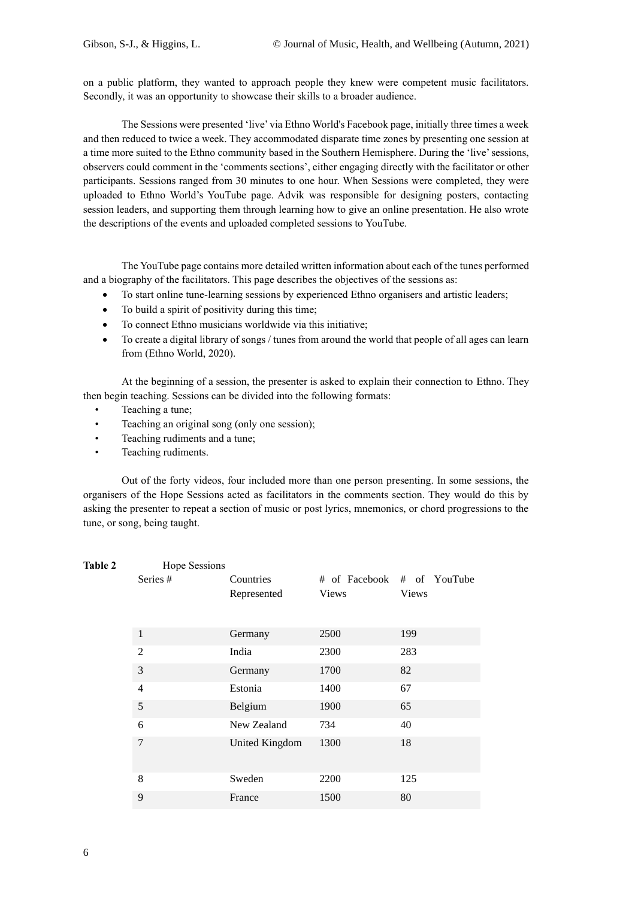on a public platform, they wanted to approach people they knew were competent music facilitators. Secondly, it was an opportunity to showcase their skills to a broader audience.

The Sessions were presented 'live' via Ethno World's Facebook page, initially three times a week and then reduced to twice a week. They accommodated disparate time zones by presenting one session at a time more suited to the Ethno community based in the Southern Hemisphere. During the 'live' sessions, observers could comment in the 'comments sections', either engaging directly with the facilitator or other participants. Sessions ranged from 30 minutes to one hour. When Sessions were completed, they were uploaded to Ethno World's YouTube page. Advik was responsible for designing posters, contacting session leaders, and supporting them through learning how to give an online presentation. He also wrote the descriptions of the events and uploaded completed sessions to YouTube.

The YouTube page contains more detailed written information about each of the tunes performed and a biography of the facilitators. This page describes the objectives of the sessions as:

- To start online tune-learning sessions by experienced Ethno organisers and artistic leaders;
- To build a spirit of positivity during this time;
- To connect Ethno musicians worldwide via this initiative;
- To create a digital library of songs / tunes from around the world that people of all ages can learn from (Ethno World, 2020).

At the beginning of a session, the presenter is asked to explain their connection to Ethno. They then begin teaching. Sessions can be divided into the following formats:

- Teaching a tune;
- Teaching an original song (only one session);
- Teaching rudiments and a tune;
- Teaching rudiments.

Out of the forty videos, four included more than one person presenting. In some sessions, the organisers of the Hope Sessions acted as facilitators in the comments section. They would do this by asking the presenter to repeat a section of music or post lyrics, mnemonics, or chord progressions to the tune, or song, being taught.

**Table 2** Hope Sessions

| Series # | Countries Represented | # of Facebook Views | # of YouTube Views |
|---|---|---|---|
| 1 | Germany | 2500 | 199 |
| 2 | India | 2300 | 283 |
| 3 | Germany | 1700 | 82 |
| 4 | Estonia | 1400 | 67 |
| 5 | Belgium | 1900 | 65 |
| 6 | New Zealand | 734 | 40 |
| 7 | United Kingdom | 1300 | 18 |
| 8 | Sweden | 2200 | 125 |
| 9 | France | 1500 | 80 |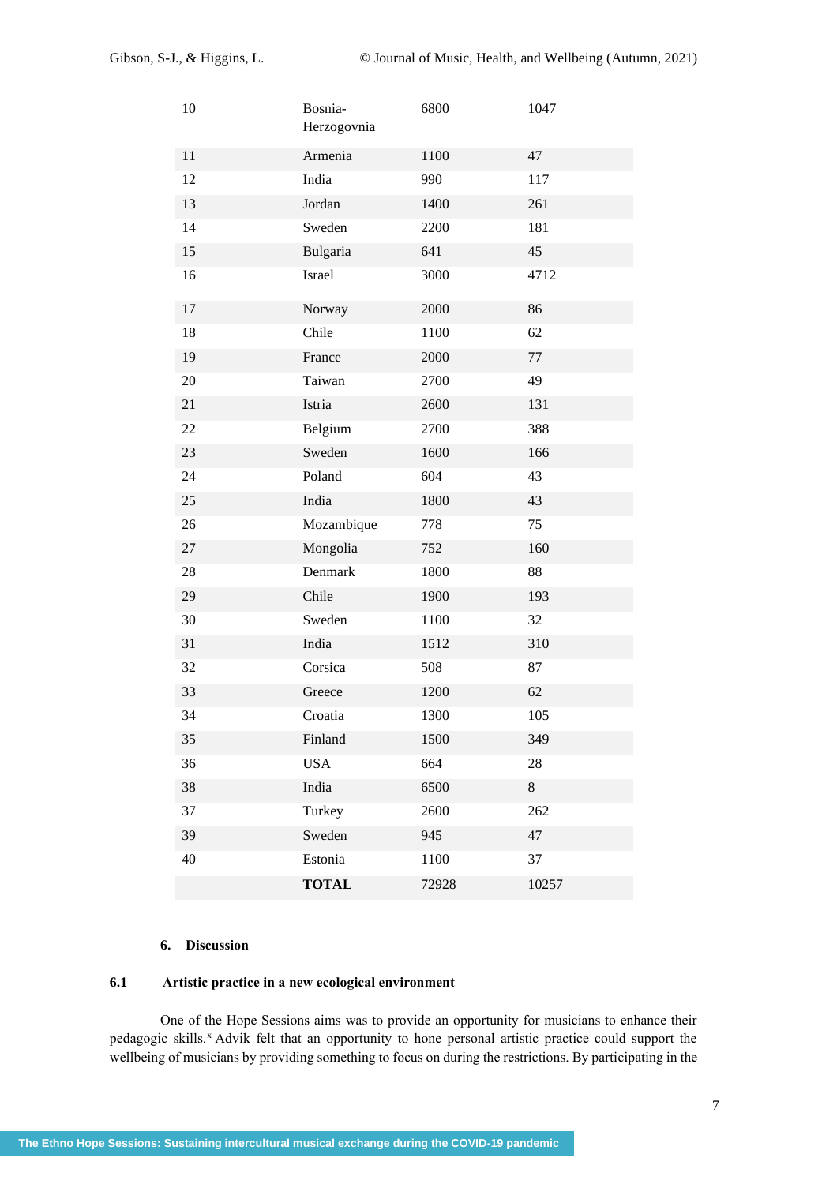| | | | |
|---|---|---|---|
| 10 | Bosnia-Herzegovnia | 6800 | 1047 |
| 11 | Armenia | 1100 | 47 |
| 12 | India | 990 | 117 |
| 13 | Jordan | 1400 | 261 |
| 14 | Sweden | 2200 | 181 |
| 15 | Bulgaria | 641 | 45 |
| 16 | Israel | 3000 | 4712 |
| 17 | Norway | 2000 | 86 |
| 18 | Chile | 1100 | 62 |
| 19 | France | 2000 | 77 |
| 20 | Taiwan | 2700 | 49 |
| 21 | Istria | 2600 | 131 |
| 22 | Belgium | 2700 | 388 |
| 23 | Sweden | 1600 | 166 |
| 24 | Poland | 604 | 43 |
| 25 | India | 1800 | 43 |
| 26 | Mozambique | 778 | 75 |
| 27 | Mongolia | 752 | 160 |
| 28 | Denmark | 1800 | 88 |
| 29 | Chile | 1900 | 193 |
| 30 | Sweden | 1100 | 32 |
| 31 | India | 1512 | 310 |
| 32 | Corsica | 508 | 87 |
| 33 | Greece | 1200 | 62 |
| 34 | Croatia | 1300 | 105 |
| 35 | Finland | 1500 | 349 |
| 36 | USA | 664 | 28 |
| 38 | India | 6500 | 8 |
| 37 | Turkey | 2600 | 262 |
| 39 | Sweden | 945 | 47 |
| 40 | Estonia | 1100 | 37 |
| | **TOTAL** | 72928 | 10257 |

## 6. Discussion

### 6.1 Artistic practice in a new ecological environment

One of the Hope Sessions aims was to provide an opportunity for musicians to enhance their pedagogic skills.[x] Advik felt that an opportunity to hone personal artistic practice could support the wellbeing of musicians by providing something to focus on during the restrictions. By participating in the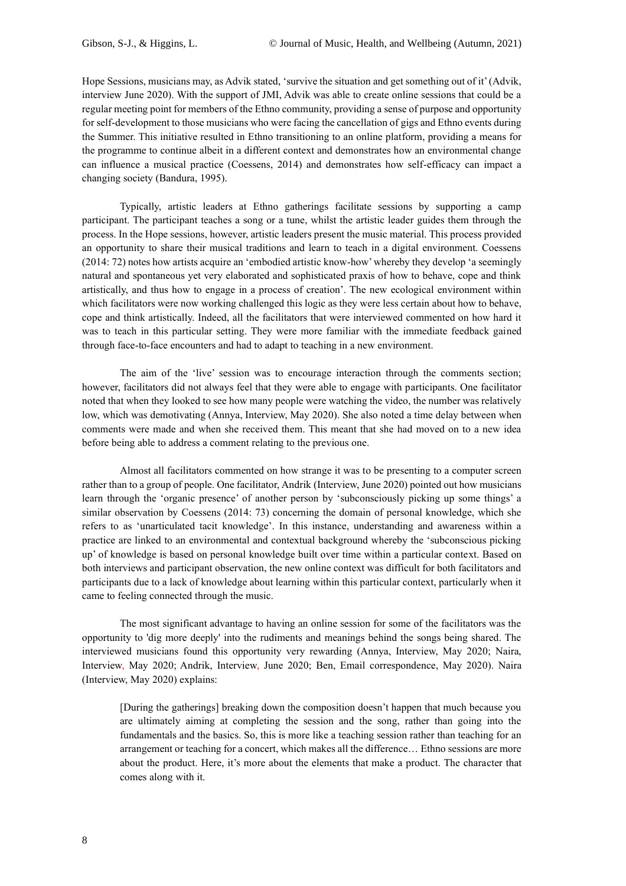Hope Sessions, musicians may, as Advik stated, 'survive the situation and get something out of it' (Advik, interview June 2020). With the support of JMI, Advik was able to create online sessions that could be a regular meeting point for members of the Ethno community, providing a sense of purpose and opportunity for self-development to those musicians who were facing the cancellation of gigs and Ethno events during the Summer. This initiative resulted in Ethno transitioning to an online platform, providing a means for the programme to continue albeit in a different context and demonstrates how an environmental change can influence a musical practice (Coessens, 2014) and demonstrates how self-efficacy can impact a changing society (Bandura, 1995).

Typically, artistic leaders at Ethno gatherings facilitate sessions by supporting a camp participant. The participant teaches a song or a tune, whilst the artistic leader guides them through the process. In the Hope sessions, however, artistic leaders present the music material. This process provided an opportunity to share their musical traditions and learn to teach in a digital environment. Coessens (2014: 72) notes how artists acquire an 'embodied artistic know-how' whereby they develop 'a seemingly natural and spontaneous yet very elaborated and sophisticated praxis of how to behave, cope and think artistically, and thus how to engage in a process of creation'. The new ecological environment within which facilitators were now working challenged this logic as they were less certain about how to behave, cope and think artistically. Indeed, all the facilitators that were interviewed commented on how hard it was to teach in this particular setting. They were more familiar with the immediate feedback gained through face-to-face encounters and had to adapt to teaching in a new environment.

The aim of the 'live' session was to encourage interaction through the comments section; however, facilitators did not always feel that they were able to engage with participants. One facilitator noted that when they looked to see how many people were watching the video, the number was relatively low, which was demotivating (Annya, Interview, May 2020). She also noted a time delay between when comments were made and when she received them. This meant that she had moved on to a new idea before being able to address a comment relating to the previous one.

Almost all facilitators commented on how strange it was to be presenting to a computer screen rather than to a group of people. One facilitator, Andrik (Interview, June 2020) pointed out how musicians learn through the 'organic presence' of another person by 'subconsciously picking up some things' a similar observation by Coessens (2014: 73) concerning the domain of personal knowledge, which she refers to as 'unarticulated tacit knowledge'. In this instance, understanding and awareness within a practice are linked to an environmental and contextual background whereby the 'subconscious picking up' of knowledge is based on personal knowledge built over time within a particular context. Based on both interviews and participant observation, the new online context was difficult for both facilitators and participants due to a lack of knowledge about learning within this particular context, particularly when it came to feeling connected through the music.

The most significant advantage to having an online session for some of the facilitators was the opportunity to 'dig more deeply' into the rudiments and meanings behind the songs being shared. The interviewed musicians found this opportunity very rewarding (Annya, Interview, May 2020; Naira, Interview, May 2020; Andrik, Interview, June 2020; Ben, Email correspondence, May 2020). Naira (Interview, May 2020) explains:

> [During the gatherings] breaking down the composition doesn't happen that much because you are ultimately aiming at completing the session and the song, rather than going into the fundamentals and the basics. So, this is more like a teaching session rather than teaching for an arrangement or teaching for a concert, which makes all the difference… Ethno sessions are more about the product. Here, it's more about the elements that make a product. The character that comes along with it.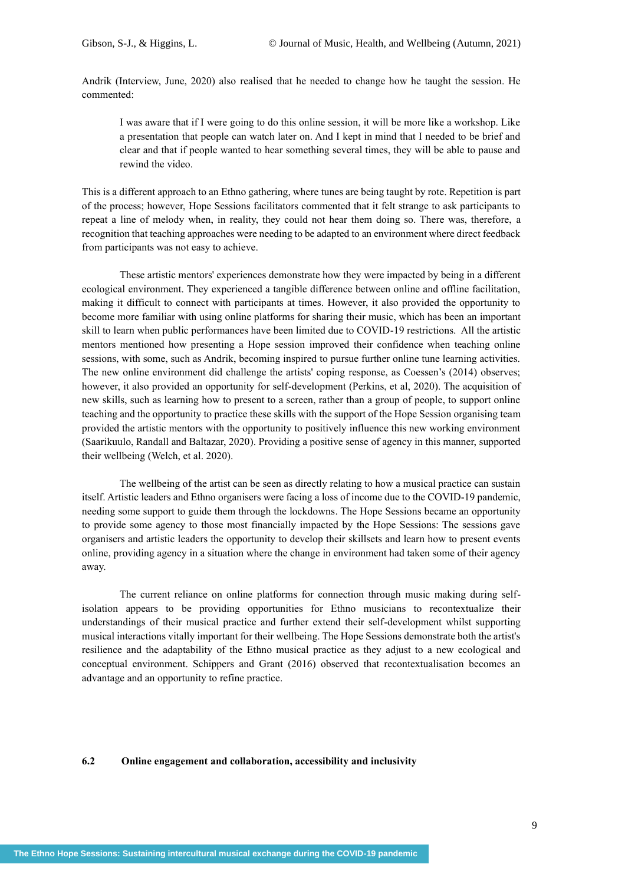Andrik (Interview, June, 2020) also realised that he needed to change how he taught the session. He commented:

> I was aware that if I were going to do this online session, it will be more like a workshop. Like a presentation that people can watch later on. And I kept in mind that I needed to be brief and clear and that if people wanted to hear something several times, they will be able to pause and rewind the video.

This is a different approach to an Ethno gathering, where tunes are being taught by rote. Repetition is part of the process; however, Hope Sessions facilitators commented that it felt strange to ask participants to repeat a line of melody when, in reality, they could not hear them doing so. There was, therefore, a recognition that teaching approaches were needing to be adapted to an environment where direct feedback from participants was not easy to achieve.

These artistic mentors' experiences demonstrate how they were impacted by being in a different ecological environment. They experienced a tangible difference between online and offline facilitation, making it difficult to connect with participants at times. However, it also provided the opportunity to become more familiar with using online platforms for sharing their music, which has been an important skill to learn when public performances have been limited due to COVID-19 restrictions. All the artistic mentors mentioned how presenting a Hope session improved their confidence when teaching online sessions, with some, such as Andrik, becoming inspired to pursue further online tune learning activities. The new online environment did challenge the artists' coping response, as Coessen's (2014) observes; however, it also provided an opportunity for self-development (Perkins, et al, 2020). The acquisition of new skills, such as learning how to present to a screen, rather than a group of people, to support online teaching and the opportunity to practice these skills with the support of the Hope Session organising team provided the artistic mentors with the opportunity to positively influence this new working environment (Saarikuulo, Randall and Baltazar, 2020). Providing a positive sense of agency in this manner, supported their wellbeing (Welch, et al. 2020).

The wellbeing of the artist can be seen as directly relating to how a musical practice can sustain itself. Artistic leaders and Ethno organisers were facing a loss of income due to the COVID-19 pandemic, needing some support to guide them through the lockdowns. The Hope Sessions became an opportunity to provide some agency to those most financially impacted by the Hope Sessions: The sessions gave organisers and artistic leaders the opportunity to develop their skillsets and learn how to present events online, providing agency in a situation where the change in environment had taken some of their agency away.

The current reliance on online platforms for connection through music making during self-isolation appears to be providing opportunities for Ethno musicians to recontextualize their understandings of their musical practice and further extend their self-development whilst supporting musical interactions vitally important for their wellbeing. The Hope Sessions demonstrate both the artist's resilience and the adaptability of the Ethno musical practice as they adjust to a new ecological and conceptual environment. Schippers and Grant (2016) observed that recontextualisation becomes an advantage and an opportunity to refine practice.

### 6.2 Online engagement and collaboration, accessibility and inclusivity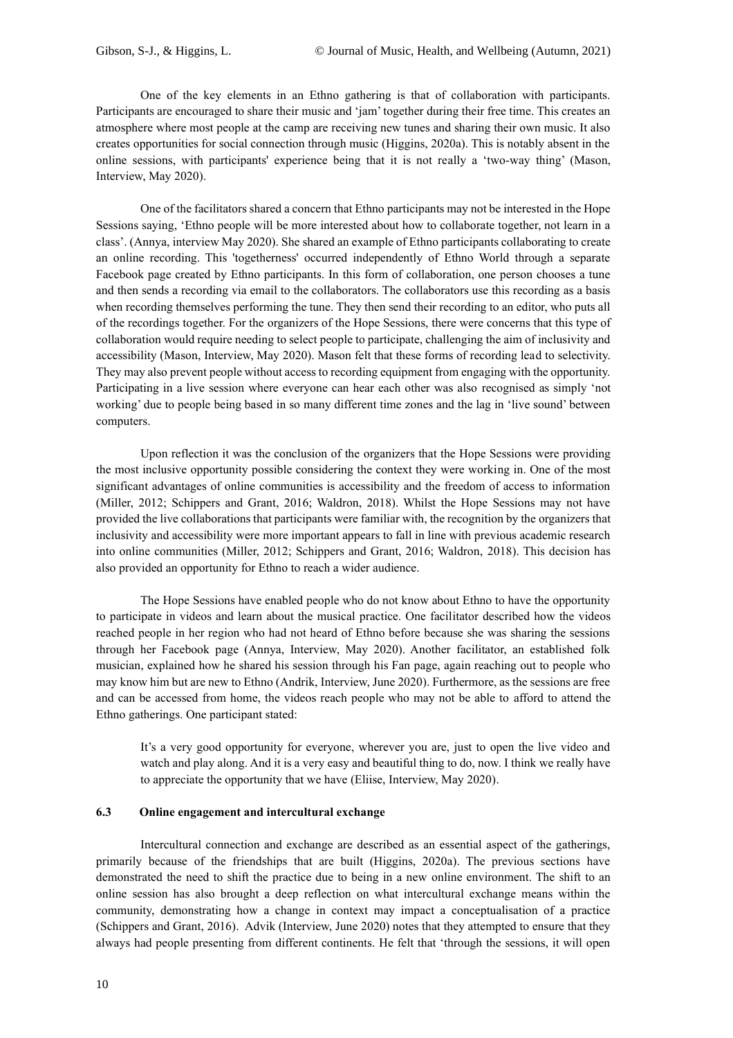One of the key elements in an Ethno gathering is that of collaboration with participants. Participants are encouraged to share their music and 'jam' together during their free time. This creates an atmosphere where most people at the camp are receiving new tunes and sharing their own music. It also creates opportunities for social connection through music (Higgins, 2020a). This is notably absent in the online sessions, with participants' experience being that it is not really a 'two-way thing' (Mason, Interview, May 2020).

One of the facilitators shared a concern that Ethno participants may not be interested in the Hope Sessions saying, 'Ethno people will be more interested about how to collaborate together, not learn in a class'. (Annya, interview May 2020). She shared an example of Ethno participants collaborating to create an online recording. This 'togetherness' occurred independently of Ethno World through a separate Facebook page created by Ethno participants. In this form of collaboration, one person chooses a tune and then sends a recording via email to the collaborators. The collaborators use this recording as a basis when recording themselves performing the tune. They then send their recording to an editor, who puts all of the recordings together. For the organizers of the Hope Sessions, there were concerns that this type of collaboration would require needing to select people to participate, challenging the aim of inclusivity and accessibility (Mason, Interview, May 2020). Mason felt that these forms of recording lead to selectivity. They may also prevent people without access to recording equipment from engaging with the opportunity. Participating in a live session where everyone can hear each other was also recognised as simply 'not working' due to people being based in so many different time zones and the lag in 'live sound' between computers.

Upon reflection it was the conclusion of the organizers that the Hope Sessions were providing the most inclusive opportunity possible considering the context they were working in. One of the most significant advantages of online communities is accessibility and the freedom of access to information (Miller, 2012; Schippers and Grant, 2016; Waldron, 2018). Whilst the Hope Sessions may not have provided the live collaborations that participants were familiar with, the recognition by the organizers that inclusivity and accessibility were more important appears to fall in line with previous academic research into online communities (Miller, 2012; Schippers and Grant, 2016; Waldron, 2018). This decision has also provided an opportunity for Ethno to reach a wider audience.

The Hope Sessions have enabled people who do not know about Ethno to have the opportunity to participate in videos and learn about the musical practice. One facilitator described how the videos reached people in her region who had not heard of Ethno before because she was sharing the sessions through her Facebook page (Annya, Interview, May 2020). Another facilitator, an established folk musician, explained how he shared his session through his Fan page, again reaching out to people who may know him but are new to Ethno (Andrik, Interview, June 2020). Furthermore, as the sessions are free and can be accessed from home, the videos reach people who may not be able to afford to attend the Ethno gatherings. One participant stated:

> It's a very good opportunity for everyone, wherever you are, just to open the live video and watch and play along. And it is a very easy and beautiful thing to do, now. I think we really have to appreciate the opportunity that we have (Eliise, Interview, May 2020).

### 6.3 Online engagement and intercultural exchange

Intercultural connection and exchange are described as an essential aspect of the gatherings, primarily because of the friendships that are built (Higgins, 2020a). The previous sections have demonstrated the need to shift the practice due to being in a new online environment. The shift to an online session has also brought a deep reflection on what intercultural exchange means within the community, demonstrating how a change in context may impact a conceptualisation of a practice (Schippers and Grant, 2016). Advik (Interview, June 2020) notes that they attempted to ensure that they always had people presenting from different continents. He felt that 'through the sessions, it will open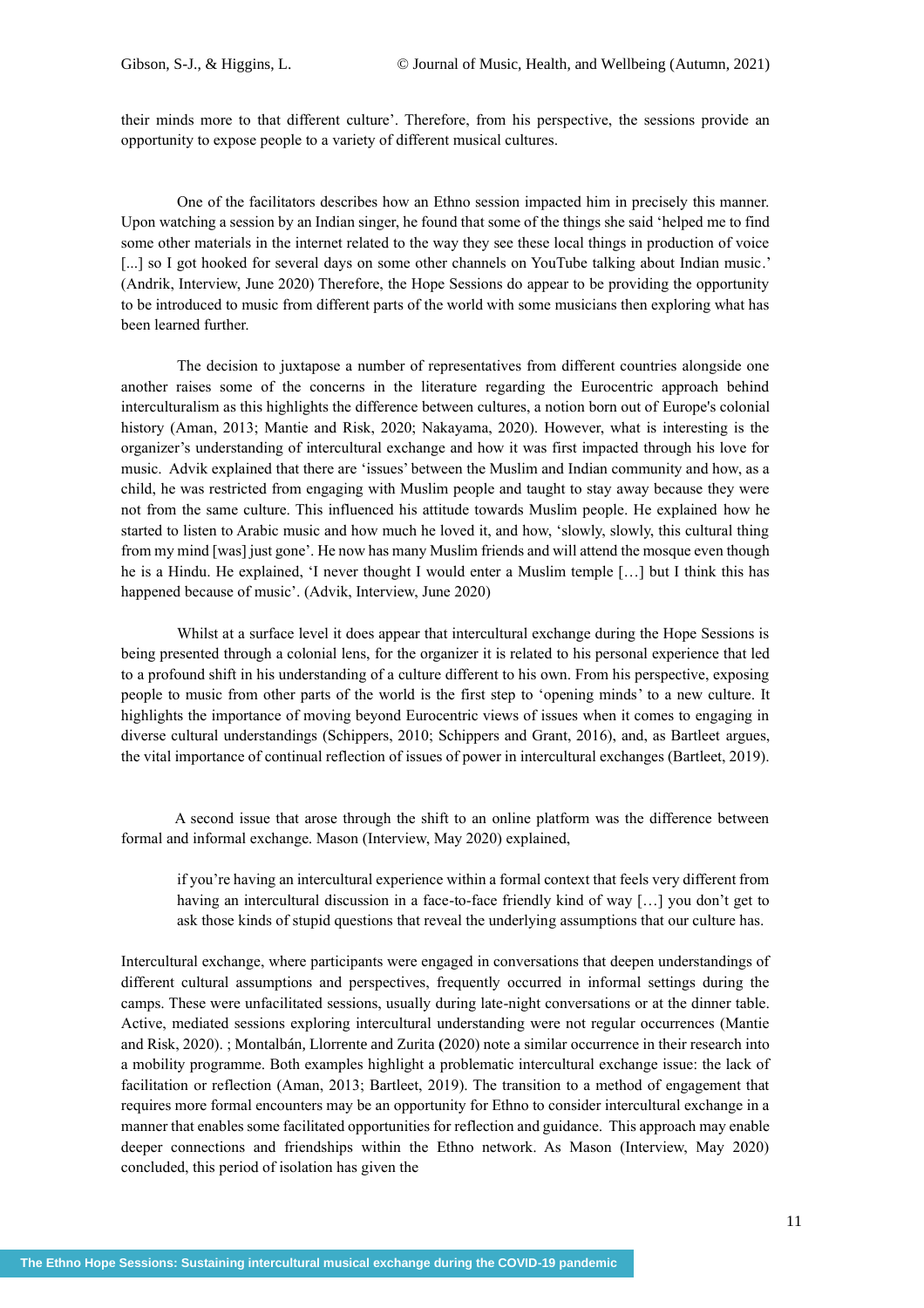their minds more to that different culture'. Therefore, from his perspective, the sessions provide an opportunity to expose people to a variety of different musical cultures.

One of the facilitators describes how an Ethno session impacted him in precisely this manner. Upon watching a session by an Indian singer, he found that some of the things she said 'helped me to find some other materials in the internet related to the way they see these local things in production of voice [...] so I got hooked for several days on some other channels on YouTube talking about Indian music.' (Andrik, Interview, June 2020) Therefore, the Hope Sessions do appear to be providing the opportunity to be introduced to music from different parts of the world with some musicians then exploring what has been learned further.

The decision to juxtapose a number of representatives from different countries alongside one another raises some of the concerns in the literature regarding the Eurocentric approach behind interculturalism as this highlights the difference between cultures, a notion born out of Europe's colonial history (Aman, 2013; Mantie and Risk, 2020; Nakayama, 2020). However, what is interesting is the organizer's understanding of intercultural exchange and how it was first impacted through his love for music. Advik explained that there are 'issues' between the Muslim and Indian community and how, as a child, he was restricted from engaging with Muslim people and taught to stay away because they were not from the same culture. This influenced his attitude towards Muslim people. He explained how he started to listen to Arabic music and how much he loved it, and how, 'slowly, slowly, this cultural thing from my mind [was] just gone'. He now has many Muslim friends and will attend the mosque even though he is a Hindu. He explained, 'I never thought I would enter a Muslim temple […] but I think this has happened because of music'. (Advik, Interview, June 2020)

Whilst at a surface level it does appear that intercultural exchange during the Hope Sessions is being presented through a colonial lens, for the organizer it is related to his personal experience that led to a profound shift in his understanding of a culture different to his own. From his perspective, exposing people to music from other parts of the world is the first step to 'opening minds' to a new culture. It highlights the importance of moving beyond Eurocentric views of issues when it comes to engaging in diverse cultural understandings (Schippers, 2010; Schippers and Grant, 2016), and, as Bartleet argues, the vital importance of continual reflection of issues of power in intercultural exchanges (Bartleet, 2019).

A second issue that arose through the shift to an online platform was the difference between formal and informal exchange. Mason (Interview, May 2020) explained,

> if you're having an intercultural experience within a formal context that feels very different from having an intercultural discussion in a face-to-face friendly kind of way […] you don't get to ask those kinds of stupid questions that reveal the underlying assumptions that our culture has.

Intercultural exchange, where participants were engaged in conversations that deepen understandings of different cultural assumptions and perspectives, frequently occurred in informal settings during the camps. These were unfacilitated sessions, usually during late-night conversations or at the dinner table. Active, mediated sessions exploring intercultural understanding were not regular occurrences (Mantie and Risk, 2020). ; Montalbán, Llorrente and Zurita **(**2020) note a similar occurrence in their research into a mobility programme. Both examples highlight a problematic intercultural exchange issue: the lack of facilitation or reflection (Aman, 2013; Bartleet, 2019). The transition to a method of engagement that requires more formal encounters may be an opportunity for Ethno to consider intercultural exchange in a manner that enables some facilitated opportunities for reflection and guidance. This approach may enable deeper connections and friendships within the Ethno network. As Mason (Interview, May 2020) concluded, this period of isolation has given the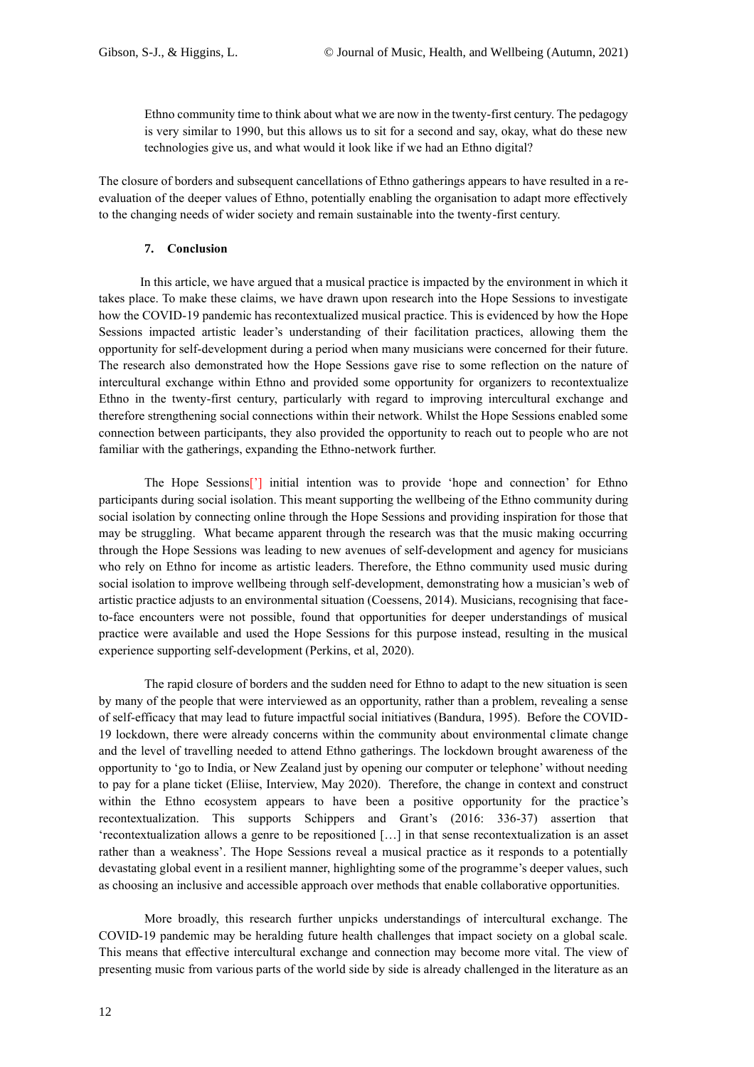Ethno community time to think about what we are now in the twenty-first century. The pedagogy is very similar to 1990, but this allows us to sit for a second and say, okay, what do these new technologies give us, and what would it look like if we had an Ethno digital?

The closure of borders and subsequent cancellations of Ethno gatherings appears to have resulted in a re-evaluation of the deeper values of Ethno, potentially enabling the organisation to adapt more effectively to the changing needs of wider society and remain sustainable into the twenty-first century.

## 7. Conclusion

In this article, we have argued that a musical practice is impacted by the environment in which it takes place. To make these claims, we have drawn upon research into the Hope Sessions to investigate how the COVID-19 pandemic has recontextualized musical practice. This is evidenced by how the Hope Sessions impacted artistic leader's understanding of their facilitation practices, allowing them the opportunity for self-development during a period when many musicians were concerned for their future. The research also demonstrated how the Hope Sessions gave rise to some reflection on the nature of intercultural exchange within Ethno and provided some opportunity for organizers to recontextualize Ethno in the twenty-first century, particularly with regard to improving intercultural exchange and therefore strengthening social connections within their network. Whilst the Hope Sessions enabled some connection between participants, they also provided the opportunity to reach out to people who are not familiar with the gatherings, expanding the Ethno-network further.

The Hope Sessions['] initial intention was to provide 'hope and connection' for Ethno participants during social isolation. This meant supporting the wellbeing of the Ethno community during social isolation by connecting online through the Hope Sessions and providing inspiration for those that may be struggling. What became apparent through the research was that the music making occurring through the Hope Sessions was leading to new avenues of self-development and agency for musicians who rely on Ethno for income as artistic leaders. Therefore, the Ethno community used music during social isolation to improve wellbeing through self-development, demonstrating how a musician's web of artistic practice adjusts to an environmental situation (Coessens, 2014). Musicians, recognising that face-to-face encounters were not possible, found that opportunities for deeper understandings of musical practice were available and used the Hope Sessions for this purpose instead, resulting in the musical experience supporting self-development (Perkins, et al, 2020).

The rapid closure of borders and the sudden need for Ethno to adapt to the new situation is seen by many of the people that were interviewed as an opportunity, rather than a problem, revealing a sense of self-efficacy that may lead to future impactful social initiatives (Bandura, 1995). Before the COVID-19 lockdown, there were already concerns within the community about environmental climate change and the level of travelling needed to attend Ethno gatherings. The lockdown brought awareness of the opportunity to 'go to India, or New Zealand just by opening our computer or telephone' without needing to pay for a plane ticket (Eliise, Interview, May 2020). Therefore, the change in context and construct within the Ethno ecosystem appears to have been a positive opportunity for the practice's recontextualization. This supports Schippers and Grant's (2016: 336-37) assertion that 'recontextualization allows a genre to be repositioned […] in that sense recontextualization is an asset rather than a weakness'. The Hope Sessions reveal a musical practice as it responds to a potentially devastating global event in a resilient manner, highlighting some of the programme's deeper values, such as choosing an inclusive and accessible approach over methods that enable collaborative opportunities.

More broadly, this research further unpicks understandings of intercultural exchange. The COVID-19 pandemic may be heralding future health challenges that impact society on a global scale. This means that effective intercultural exchange and connection may become more vital. The view of presenting music from various parts of the world side by side is already challenged in the literature as an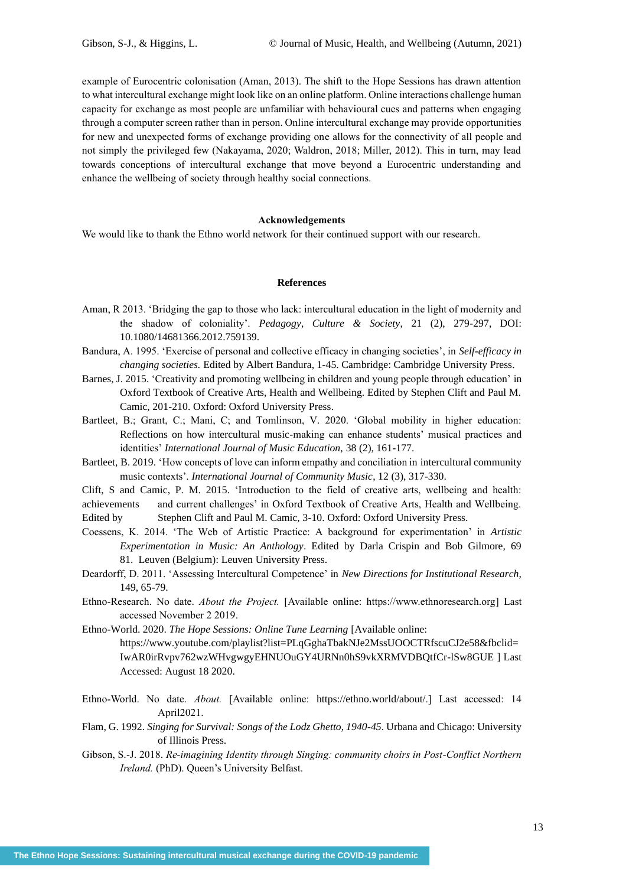example of Eurocentric colonisation (Aman, 2013). The shift to the Hope Sessions has drawn attention to what intercultural exchange might look like on an online platform. Online interactions challenge human capacity for exchange as most people are unfamiliar with behavioural cues and patterns when engaging through a computer screen rather than in person. Online intercultural exchange may provide opportunities for new and unexpected forms of exchange providing one allows for the connectivity of all people and not simply the privileged few (Nakayama, 2020; Waldron, 2018; Miller, 2012). This in turn, may lead towards conceptions of intercultural exchange that move beyond a Eurocentric understanding and enhance the wellbeing of society through healthy social connections.

## Acknowledgements

We would like to thank the Ethno world network for their continued support with our research.

## References

Aman, R 2013. 'Bridging the gap to those who lack: intercultural education in the light of modernity and the shadow of coloniality'. *Pedagogy, Culture & Society*, 21 (2), 279-297, DOI: 10.1080/14681366.2012.759139.

Bandura, A. 1995. 'Exercise of personal and collective efficacy in changing societies', in *Self-efficacy in changing societies.* Edited by Albert Bandura, 1-45. Cambridge: Cambridge University Press.

Barnes, J. 2015. 'Creativity and promoting wellbeing in children and young people through education' in Oxford Textbook of Creative Arts, Health and Wellbeing. Edited by Stephen Clift and Paul M. Camic, 201-210. Oxford: Oxford University Press.

Bartleet, B.; Grant, C.; Mani, C; and Tomlinson, V. 2020. 'Global mobility in higher education: Reflections on how intercultural music-making can enhance students' musical practices and identities' *International Journal of Music Education,* 38 (2), 161-177.

Bartleet, B. 2019. 'How concepts of love can inform empathy and conciliation in intercultural community music contexts'. *International Journal of Community Music*, 12 (3), 317-330.

Clift, S and Camic, P. M. 2015. 'Introduction to the field of creative arts, wellbeing and health: achievements and current challenges' in Oxford Textbook of Creative Arts, Health and Wellbeing. Edited by Stephen Clift and Paul M. Camic, 3-10. Oxford: Oxford University Press.

Coessens, K. 2014. 'The Web of Artistic Practice: A background for experimentation' in *Artistic Experimentation in Music: An Anthology*. Edited by Darla Crispin and Bob Gilmore, 69 81. Leuven (Belgium): Leuven University Press.

Deardorff, D. 2011. 'Assessing Intercultural Competence' in *New Directions for Institutional Research,* 149, 65-79.

Ethno-Research. No date. *About the Project.* [Available online: https://www.ethnoresearch.org] Last accessed November 2 2019.

Ethno-World. 2020. *The Hope Sessions: Online Tune Learning* [Available online: https://www.youtube.com/playlist?list=PLqGghaTbakNJe2MssUOOCTRfscuCJ2e58&fbclid=IwAR0irRvpv762wzWHvgwgyEHNUOuGY4URNn0hS9vkXRMVDBQtfCr-lSw8GUE ] Last Accessed: August 18 2020.

Ethno-World. No date. *About.* [Available online: https://ethno.world/about/.] Last accessed: 14 April2021.

Flam, G. 1992. *Singing for Survival: Songs of the Lodz Ghetto, 1940-45*. Urbana and Chicago: University of Illinois Press.

Gibson, S.-J. 2018. *Re-imagining Identity through Singing: community choirs in Post-Conflict Northern Ireland.* (PhD). Queen's University Belfast.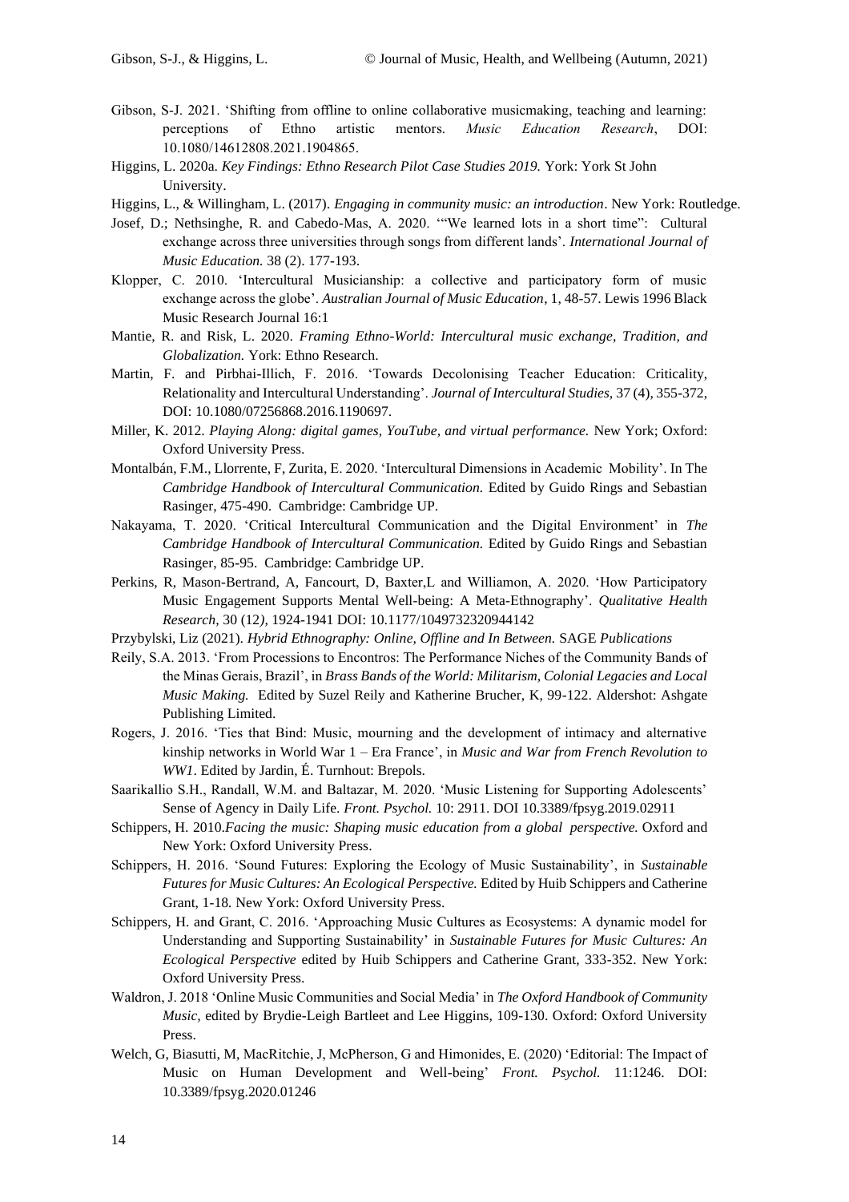Gibson, S-J. 2021. 'Shifting from offline to online collaborative musicmaking, teaching and learning: perceptions of Ethno artistic mentors. *Music Education Research*, DOI: 10.1080/14612808.2021.1904865.

Higgins, L. 2020a. *Key Findings: Ethno Research Pilot Case Studies 2019.* York: York St John University.

Higgins, L., & Willingham, L. (2017). *Engaging in community music: an introduction*. New York: Routledge.

Josef, D.; Nethsinghe, R. and Cabedo-Mas, A. 2020. '"We learned lots in a short time": Cultural exchange across three universities through songs from different lands'. *International Journal of Music Education.* 38 (2). 177-193.

Klopper, C. 2010. 'Intercultural Musicianship: a collective and participatory form of music exchange across the globe'. *Australian Journal of Music Education*, 1, 48-57. Lewis 1996 Black Music Research Journal 16:1

Mantie, R. and Risk, L. 2020. *Framing Ethno-World: Intercultural music exchange, Tradition, and Globalization.* York: Ethno Research.

Martin, F. and Pirbhai-Illich, F. 2016. 'Towards Decolonising Teacher Education: Criticality, Relationality and Intercultural Understanding'. *Journal of Intercultural Studies,* 37 (4), 355-372, DOI: 10.1080/07256868.2016.1190697.

Miller, K. 2012. *Playing Along: digital games, YouTube, and virtual performance.* New York; Oxford: Oxford University Press.

Montalbán, F.M., Llorrente, F, Zurita, E. 2020. 'Intercultural Dimensions in Academic Mobility'. In The *Cambridge Handbook of Intercultural Communication.* Edited by Guido Rings and Sebastian Rasinger, 475-490. Cambridge: Cambridge UP.

Nakayama, T. 2020. 'Critical Intercultural Communication and the Digital Environment' in *The Cambridge Handbook of Intercultural Communication.* Edited by Guido Rings and Sebastian Rasinger, 85-95. Cambridge: Cambridge UP.

Perkins, R, Mason-Bertrand, A, Fancourt, D, Baxter,L and Williamon, A. 2020. 'How Participatory Music Engagement Supports Mental Well-being: A Meta-Ethnography'. *Qualitative Health Research,* 30 (12*),* 1924-1941 DOI: 10.1177/1049732320944142

Przybylski, Liz (2021). *Hybrid Ethnography: Online, Offline and In Between.* SAGE *Publications*

Reily, S.A. 2013. 'From Processions to Encontros: The Performance Niches of the Community Bands of the Minas Gerais, Brazil', in *Brass Bands of the World: Militarism, Colonial Legacies and Local Music Making.* Edited by Suzel Reily and Katherine Brucher, K, 99-122. Aldershot: Ashgate Publishing Limited.

Rogers, J. 2016. 'Ties that Bind: Music, mourning and the development of intimacy and alternative kinship networks in World War 1 – Era France', in *Music and War from French Revolution to WW1*. Edited by Jardin, É. Turnhout: Brepols.

Saarikallio S.H., Randall, W.M. and Baltazar, M. 2020. 'Music Listening for Supporting Adolescents' Sense of Agency in Daily Life. *Front. Psychol.* 10: 2911. DOI 10.3389/fpsyg.2019.02911

Schippers, H. 2010.*Facing the music: Shaping music education from a global perspective.* Oxford and New York: Oxford University Press.

Schippers, H. 2016. 'Sound Futures: Exploring the Ecology of Music Sustainability', in *Sustainable Futures for Music Cultures: An Ecological Perspective.* Edited by Huib Schippers and Catherine Grant, 1-18. New York: Oxford University Press.

Schippers, H. and Grant, C. 2016. 'Approaching Music Cultures as Ecosystems: A dynamic model for Understanding and Supporting Sustainability' in *Sustainable Futures for Music Cultures: An Ecological Perspective* edited by Huib Schippers and Catherine Grant, 333-352. New York: Oxford University Press.

Waldron, J. 2018 'Online Music Communities and Social Media' in *The Oxford Handbook of Community Music,* edited by Brydie-Leigh Bartleet and Lee Higgins, 109-130. Oxford: Oxford University Press.

Welch, G, Biasutti, M, MacRitchie, J, McPherson, G and Himonides, E. (2020) 'Editorial: The Impact of Music on Human Development and Well-being' *Front. Psychol.* 11:1246. DOI: 10.3389/fpsyg.2020.01246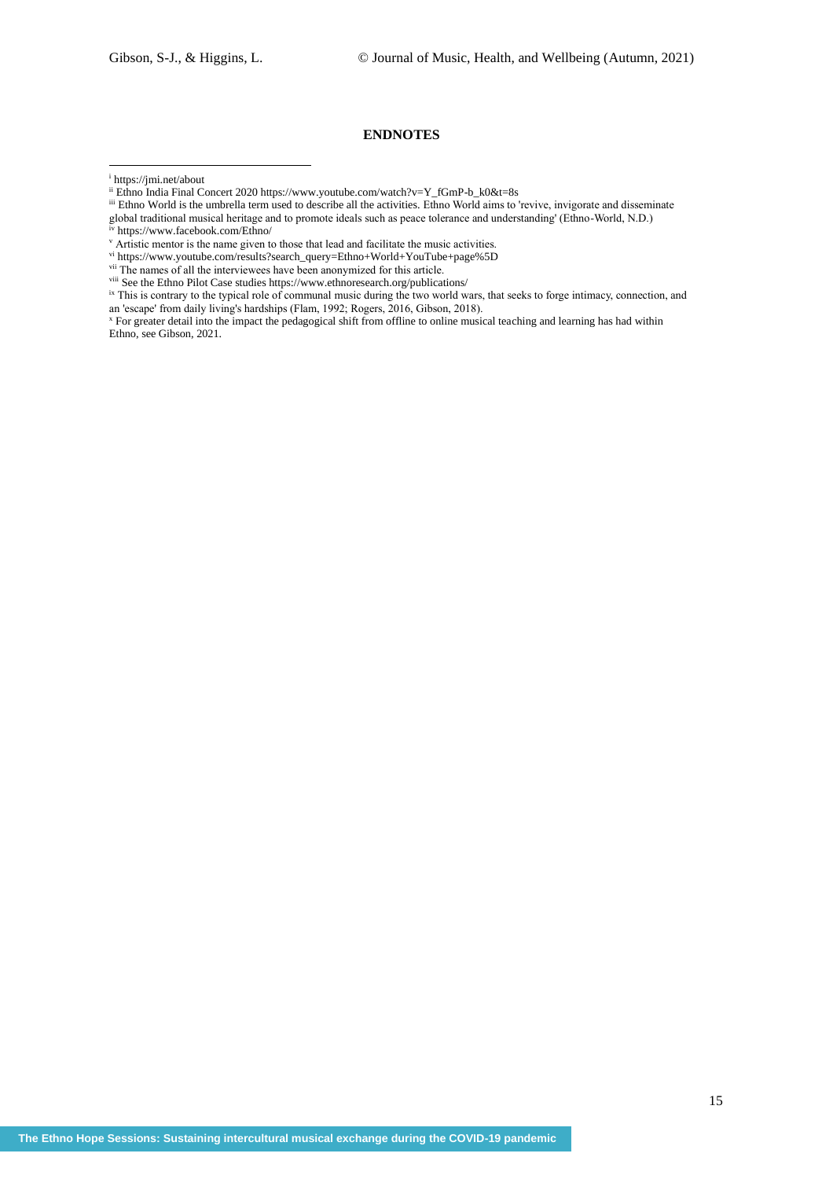**ENDNOTES**

[i] https://jmi.net/about

[ii] Ethno India Final Concert 2020 https://www.youtube.com/watch?v=Y_fGmP-b_k0&t=8s

[iii] Ethno World is the umbrella term used to describe all the activities. Ethno World aims to 'revive, invigorate and disseminate global traditional musical heritage and to promote ideals such as peace tolerance and understanding' (Ethno-World, N.D.)

[iv] https://www.facebook.com/Ethno/

[v] Artistic mentor is the name given to those that lead and facilitate the music activities.

[vi] https://www.youtube.com/results?search_query=Ethno+World+YouTube+page%5D

[vii] The names of all the interviewees have been anonymized for this article.

[viii] See the Ethno Pilot Case studies https://www.ethnoresearch.org/publications/

[ix] This is contrary to the typical role of communal music during the two world wars, that seeks to forge intimacy, connection, and an 'escape' from daily living's hardships (Flam, 1992; Rogers, 2016, Gibson, 2018).

[x] For greater detail into the impact the pedagogical shift from offline to online musical teaching and learning has had within Ethno, see Gibson, 2021.